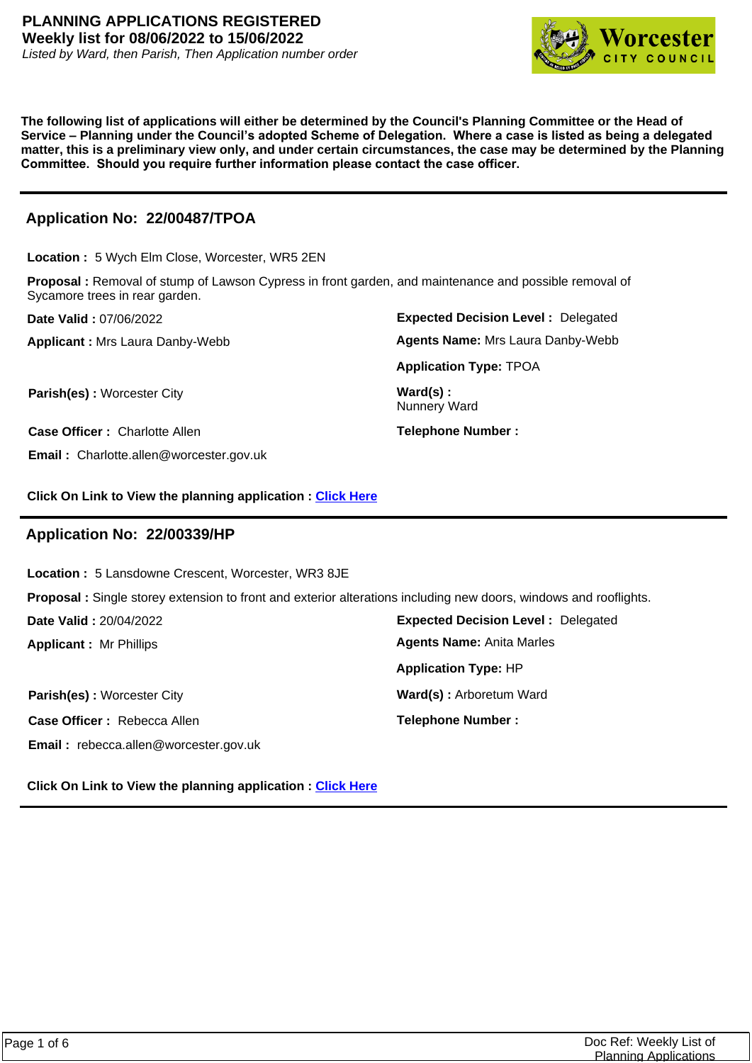# PLANNING APPLICATIONS REGISTERED

**Weekly list for 08/06/2022 to 15/06/2022**

*Listed by Ward, then Parish, Then Application number order*

**The following list of applications will either be determined by the Council's Planning Committee or the Head of Service – Planning under the Council's adopted Scheme of Delegation. Where a case is listed as being a delegated matter, this is a preliminary view only, and under certain circumstances, the case may be determined by the Planning Committee. Should you require further information please contact the case officer.**

---

## Application No: 22/00487/TPOA

**Location :** 5 Wych Elm Close, Worcester, WR5 2EN

**Proposal :** Removal of stump of Lawson Cypress in front garden, and maintenance and possible removal of Sycamore trees in rear garden.

**Date Valid :** 07/06/2022

**Expected Decision Level :** Delegated

**Applicant :** Mrs Laura Danby-Webb

**Agents Name:** Mrs Laura Danby-Webb

**Application Type:** TPOA

**Parish(es) :** Worcester City

**Ward(s) :** Nunnery Ward

**Case Officer :** Charlotte Allen

**Telephone Number :**

**Email :** Charlotte.allen@worcester.gov.uk

**Click On Link to View the planning application :** Click Here

---

## Application No: 22/00339/HP

**Location :** 5 Lansdowne Crescent, Worcester, WR3 8JE

**Proposal :** Single storey extension to front and exterior alterations including new doors, windows and rooflights.

**Date Valid :** 20/04/2022

**Expected Decision Level :** Delegated

**Applicant :** Mr Phillips

**Agents Name:** Anita Marles

**Application Type:** HP

**Parish(es) :** Worcester City

**Ward(s) :** Arboretum Ward

**Case Officer :** Rebecca Allen

**Telephone Number :**

**Email :** rebecca.allen@worcester.gov.uk

**Click On Link to View the planning application :** Click Here

---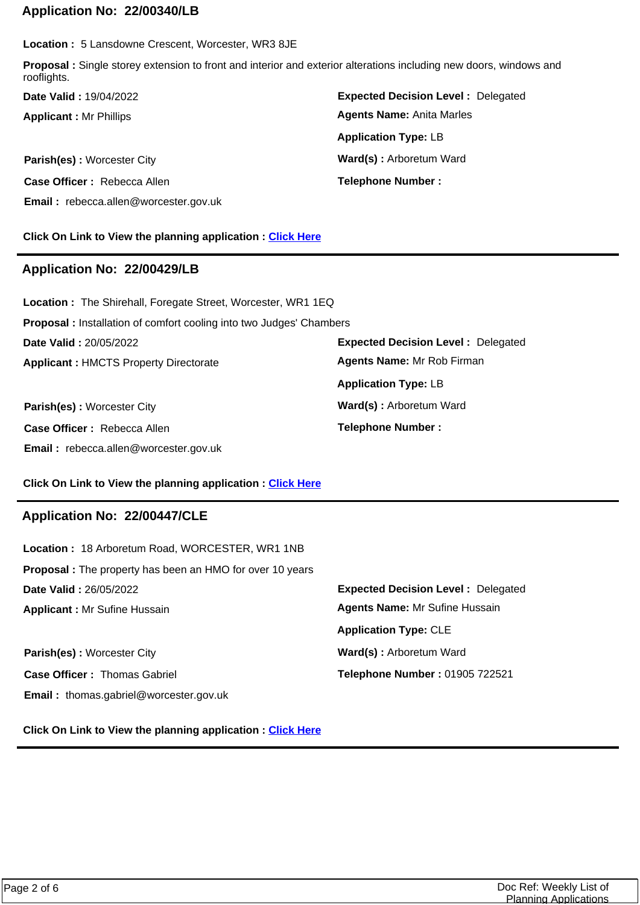## Application No:  22/00340/LB

**Location :** 5 Lansdowne Crescent, Worcester, WR3 8JE

**Proposal :** Single storey extension to front and interior and exterior alterations including new doors, windows and rooflights.

**Date Valid :** 19/04/2022

**Expected Decision Level :** Delegated

**Applicant :** Mr Phillips

**Agents Name:** Anita Marles

**Application Type:** LB

**Parish(es) :** Worcester City

**Ward(s) :** Arboretum Ward

**Case Officer :** Rebecca Allen

**Telephone Number :**

**Email :** rebecca.allen@worcester.gov.uk

**Click On Link to View the planning application :** Click Here

---

## Application No:  22/00429/LB

**Location :** The Shirehall, Foregate Street, Worcester, WR1 1EQ

**Proposal :** Installation of comfort cooling into two Judges' Chambers

**Date Valid :** 20/05/2022

**Expected Decision Level :** Delegated

**Applicant :** HMCTS Property Directorate

**Agents Name:** Mr Rob Firman

**Application Type:** LB

**Parish(es) :** Worcester City

**Ward(s) :** Arboretum Ward

**Case Officer :** Rebecca Allen

**Telephone Number :**

**Email :** rebecca.allen@worcester.gov.uk

**Click On Link to View the planning application :** Click Here

---

## Application No:  22/00447/CLE

**Location :** 18 Arboretum Road, WORCESTER, WR1 1NB

**Proposal :** The property has been an HMO for over 10 years

**Date Valid :** 26/05/2022

**Expected Decision Level :** Delegated

**Applicant :** Mr Sufine Hussain

**Agents Name:** Mr Sufine Hussain

**Application Type:** CLE

**Parish(es) :** Worcester City

**Ward(s) :** Arboretum Ward

**Case Officer :** Thomas Gabriel

**Telephone Number :** 01905 722521

**Email :** thomas.gabriel@worcester.gov.uk

**Click On Link to View the planning application :** Click Here

---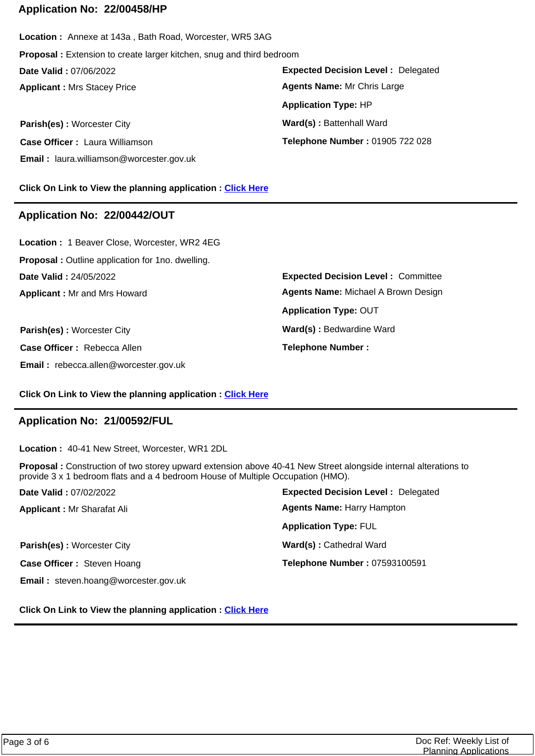## Application No: 22/00458/HP

**Location :** Annexe at 143a , Bath Road, Worcester, WR5 3AG

**Proposal :** Extension to create larger kitchen, snug and third bedroom

**Date Valid :** 07/06/2022

**Expected Decision Level :** Delegated

**Applicant :** Mrs Stacey Price

**Agents Name:** Mr Chris Large

**Application Type:** HP

**Parish(es) :** Worcester City

**Ward(s) :** Battenhall Ward

**Case Officer :** Laura Williamson

**Telephone Number :** 01905 722 028

**Email :** laura.williamson@worcester.gov.uk

**Click On Link to View the planning application :** Click Here

---

## Application No: 22/00442/OUT

**Location :** 1 Beaver Close, Worcester, WR2 4EG

**Proposal :** Outline application for 1no. dwelling.

**Date Valid :** 24/05/2022

**Expected Decision Level :** Committee

**Applicant :** Mr and Mrs Howard

**Agents Name:** Michael A Brown Design

**Application Type:** OUT

**Parish(es) :** Worcester City

**Ward(s) :** Bedwardine Ward

**Case Officer :** Rebecca Allen

**Telephone Number :**

**Email :** rebecca.allen@worcester.gov.uk

**Click On Link to View the planning application :** Click Here

---

## Application No: 21/00592/FUL

**Location :** 40-41 New Street, Worcester, WR1 2DL

**Proposal :** Construction of two storey upward extension above 40-41 New Street alongside internal alterations to provide 3 x 1 bedroom flats and a 4 bedroom House of Multiple Occupation (HMO).

**Date Valid :** 07/02/2022

**Expected Decision Level :** Delegated

**Applicant :** Mr Sharafat Ali

**Agents Name:** Harry Hampton

**Application Type:** FUL

**Parish(es) :** Worcester City

**Ward(s) :** Cathedral Ward

**Case Officer :** Steven Hoang

**Telephone Number :** 07593100591

**Email :** steven.hoang@worcester.gov.uk

**Click On Link to View the planning application :** Click Here

---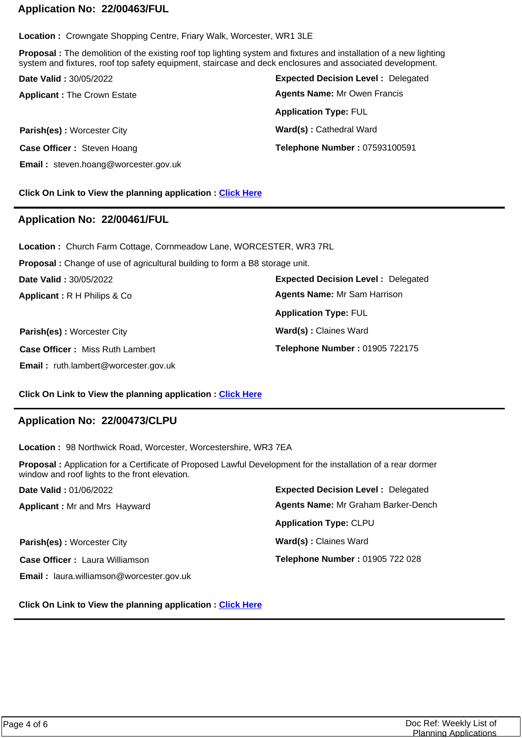## Application No: 22/00463/FUL

**Location :** Crowngate Shopping Centre, Friary Walk, Worcester, WR1 3LE

**Proposal :** The demolition of the existing roof top lighting system and fixtures and installation of a new lighting system and fixtures, roof top safety equipment, staircase and deck enclosures and associated development.

**Date Valid :** 30/05/2022

**Expected Decision Level :** Delegated

**Applicant :** The Crown Estate

**Agents Name:** Mr Owen Francis

**Application Type:** FUL

**Parish(es) :** Worcester City

**Ward(s) :** Cathedral Ward

**Case Officer :** Steven Hoang

**Telephone Number :** 07593100591

**Email :** steven.hoang@worcester.gov.uk

**Click On Link to View the planning application :** Click Here

---

## Application No: 22/00461/FUL

**Location :** Church Farm Cottage, Cornmeadow Lane, WORCESTER, WR3 7RL

**Proposal :** Change of use of agricultural building to form a B8 storage unit.

**Date Valid :** 30/05/2022

**Expected Decision Level :** Delegated

**Applicant :** R H Philips & Co

**Agents Name:** Mr Sam Harrison

**Application Type:** FUL

**Parish(es) :** Worcester City

**Ward(s) :** Claines Ward

**Case Officer :** Miss Ruth Lambert

**Telephone Number :** 01905 722175

**Email :** ruth.lambert@worcester.gov.uk

**Click On Link to View the planning application :** Click Here

---

## Application No: 22/00473/CLPU

**Location :** 98 Northwick Road, Worcester, Worcestershire, WR3 7EA

**Proposal :** Application for a Certificate of Proposed Lawful Development for the installation of a rear dormer window and roof lights to the front elevation.

**Date Valid :** 01/06/2022

**Expected Decision Level :** Delegated

**Applicant :** Mr and Mrs Hayward

**Agents Name:** Mr Graham Barker-Dench

**Application Type:** CLPU

**Parish(es) :** Worcester City

**Ward(s) :** Claines Ward

**Case Officer :** Laura Williamson

**Telephone Number :** 01905 722 028

**Email :** laura.williamson@worcester.gov.uk

**Click On Link to View the planning application :** Click Here

---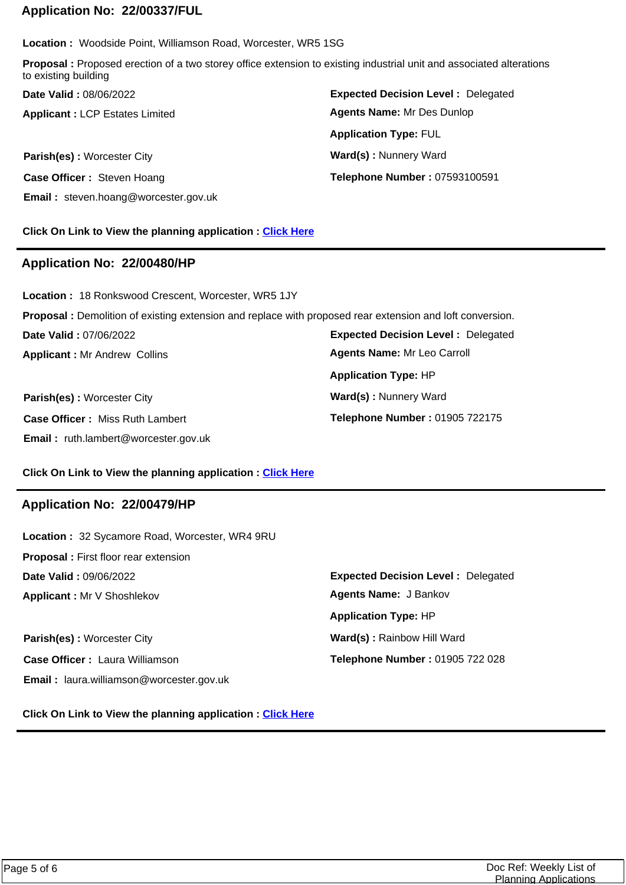## Application No: 22/00337/FUL

**Location :** Woodside Point, Williamson Road, Worcester, WR5 1SG

**Proposal :** Proposed erection of a two storey office extension to existing industrial unit and associated alterations to existing building

**Date Valid :** 08/06/2022

**Expected Decision Level :** Delegated

**Applicant :** LCP Estates Limited

**Agents Name:** Mr Des Dunlop

**Application Type:** FUL

**Parish(es) :** Worcester City

**Ward(s) :** Nunnery Ward

**Case Officer :** Steven Hoang

**Telephone Number :** 07593100591

**Email :** steven.hoang@worcester.gov.uk

**Click On Link to View the planning application :** Click Here

---

## Application No: 22/00480/HP

**Location :** 18 Ronkswood Crescent, Worcester, WR5 1JY

**Proposal :** Demolition of existing extension and replace with proposed rear extension and loft conversion.

**Date Valid :** 07/06/2022

**Expected Decision Level :** Delegated

**Applicant :** Mr Andrew Collins

**Agents Name:** Mr Leo Carroll

**Application Type:** HP

**Parish(es) :** Worcester City

**Ward(s) :** Nunnery Ward

**Case Officer :** Miss Ruth Lambert

**Telephone Number :** 01905 722175

**Email :** ruth.lambert@worcester.gov.uk

**Click On Link to View the planning application :** Click Here

---

## Application No: 22/00479/HP

**Location :** 32 Sycamore Road, Worcester, WR4 9RU

**Proposal :** First floor rear extension

**Date Valid :** 09/06/2022

**Expected Decision Level :** Delegated

**Applicant :** Mr V Shoshlekov

**Agents Name:** J Bankov

**Application Type:** HP

**Parish(es) :** Worcester City

**Ward(s) :** Rainbow Hill Ward

**Case Officer :** Laura Williamson

**Telephone Number :** 01905 722 028

**Email :** laura.williamson@worcester.gov.uk

**Click On Link to View the planning application :** Click Here

---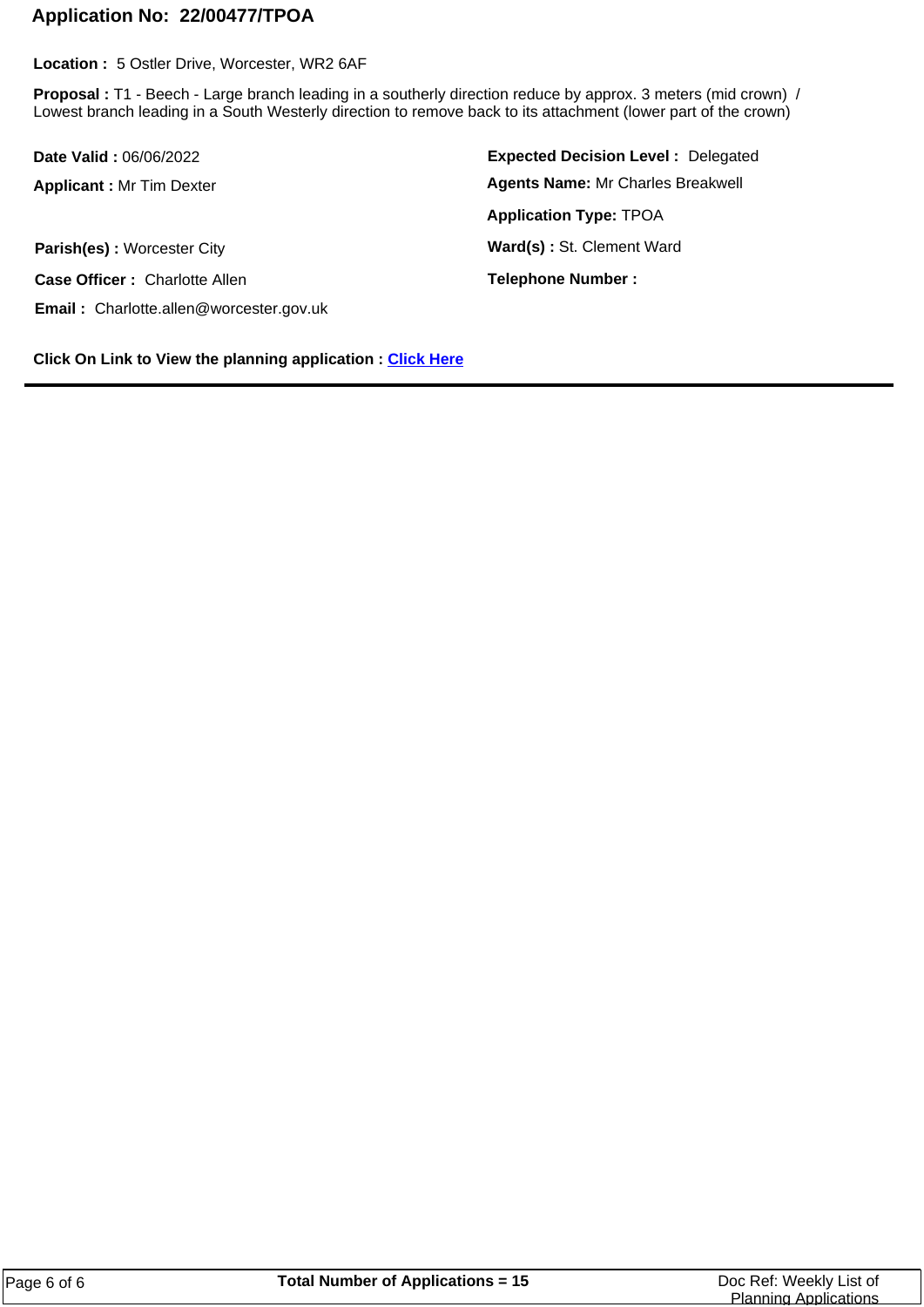## Application No: 22/00477/TPOA

**Location :** 5 Ostler Drive, Worcester, WR2 6AF

**Proposal :** T1 - Beech - Large branch leading in a southerly direction reduce by approx. 3 meters (mid crown) / Lowest branch leading in a South Westerly direction to remove back to its attachment (lower part of the crown)

**Date Valid :** 06/06/2022

**Expected Decision Level :** Delegated

**Applicant :** Mr Tim Dexter

**Agents Name:** Mr Charles Breakwell

**Application Type:** TPOA

**Parish(es) :** Worcester City

**Ward(s) :** St. Clement Ward

**Case Officer :** Charlotte Allen

**Telephone Number :**

**Email :** Charlotte.allen@worcester.gov.uk

**Click On Link to View the planning application :** Click Here

---

**Total Number of Applications = 15**